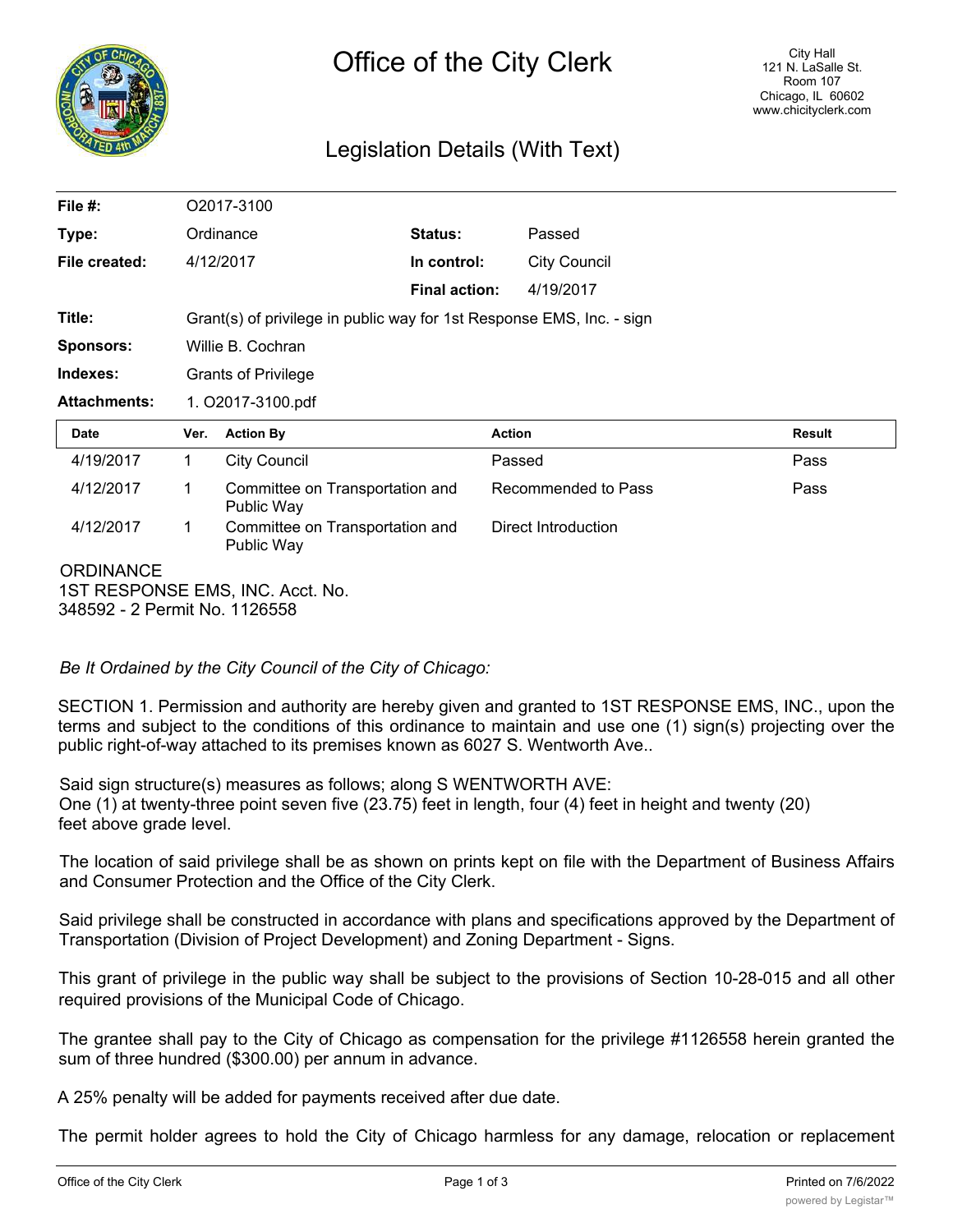# Office of the City Clerk

City Hall
121 N. LaSalle St.
Room 107
Chicago, IL 60602
www.chicityclerk.com

## Legislation Details (With Text)

| | | | |
|---|---|---|---|
| **File #:** | O2017-3100 | | |
| **Type:** | Ordinance | **Status:** | Passed |
| **File created:** | 4/12/2017 | **In control:** | City Council |
| | | **Final action:** | 4/19/2017 |
| **Title:** | Grant(s) of privilege in public way for 1st Response EMS, Inc. - sign | | |
| **Sponsors:** | Willie B. Cochran | | |
| **Indexes:** | Grants of Privilege | | |
| **Attachments:** | 1. O2017-3100.pdf | | |

| Date | Ver. | Action By | Action | Result |
|---|---|---|---|---|
| 4/19/2017 | 1 | City Council | Passed | Pass |
| 4/12/2017 | 1 | Committee on Transportation and Public Way | Recommended to Pass | Pass |
| 4/12/2017 | 1 | Committee on Transportation and Public Way | Direct Introduction | |

ORDINANCE
1ST RESPONSE EMS, INC. Acct. No.
348592 - 2 Permit No. 1126558

*Be It Ordained by the City Council of the City of Chicago:*

SECTION 1. Permission and authority are hereby given and granted to 1ST RESPONSE EMS, INC., upon the terms and subject to the conditions of this ordinance to maintain and use one (1) sign(s) projecting over the public right-of-way attached to its premises known as 6027 S. Wentworth Ave..

Said sign structure(s) measures as follows; along S WENTWORTH AVE:
One (1) at twenty-three point seven five (23.75) feet in length, four (4) feet in height and twenty (20) feet above grade level.

The location of said privilege shall be as shown on prints kept on file with the Department of Business Affairs and Consumer Protection and the Office of the City Clerk.

Said privilege shall be constructed in accordance with plans and specifications approved by the Department of Transportation (Division of Project Development) and Zoning Department - Signs.

This grant of privilege in the public way shall be subject to the provisions of Section 10-28-015 and all other required provisions of the Municipal Code of Chicago.

The grantee shall pay to the City of Chicago as compensation for the privilege #1126558 herein granted the sum of three hundred ($300.00) per annum in advance.

A 25% penalty will be added for payments received after due date.

The permit holder agrees to hold the City of Chicago harmless for any damage, relocation or replacement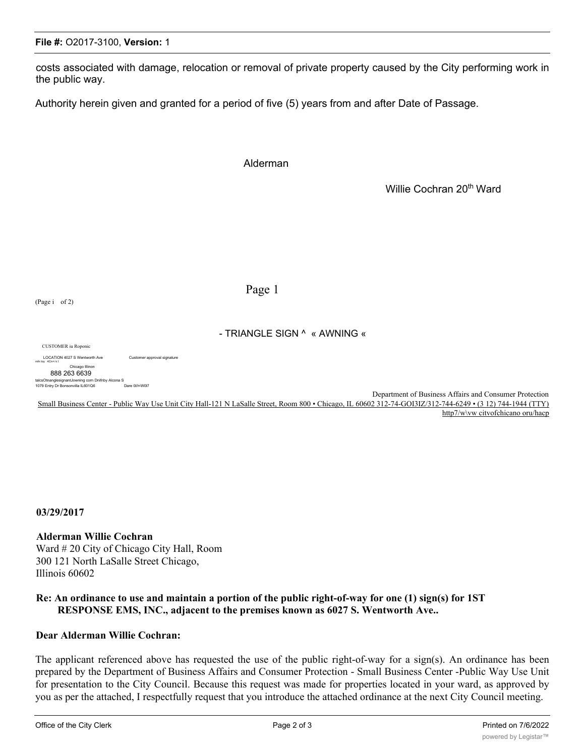costs associated with damage, relocation or removal of private property caused by the City performing work in the public way.

Authority herein given and granted for a period of five (5) years from and after Date of Passage.

Alderman

Willie Cochran 20th Ward

Page 1

(Page i of 2)

- TRIANGLE SIGN ^ « AWNING «

CUSTOMER iu Roponic

LOCATION 4027 S Wentworth Ave Customer approval signature

mfn toy 4Cn\i k l

Chicago Illinon

888 263 6639

talcsOtnanglesignantJowning com Dnifnby Alcona S

1079 Entry Dr Bonsonvilla IL601Q6 Dare 0l/l<W0l7

Department of Business Affairs and Consumer Protection

Small Business Center - Public Way Use Unit City Hall-121 N LaSalle Street, Room 800 • Chicago, IL 60602 312-74-GOI3IZ/312-744-6249 • (3 12) 744-1944 (TTY) http7/w\vw citvofchicano oru/hacp

**03/29/2017**

**Alderman Willie Cochran**
Ward # 20 City of Chicago City Hall, Room 300 121 North LaSalle Street Chicago, Illinois 60602

**Re: An ordinance to use and maintain a portion of the public right-of-way for one (1) sign(s) for 1ST RESPONSE EMS, INC., adjacent to the premises known as 6027 S. Wentworth Ave..**

**Dear Alderman Willie Cochran:**

The applicant referenced above has requested the use of the public right-of-way for a sign(s). An ordinance has been prepared by the Department of Business Affairs and Consumer Protection - Small Business Center -Public Way Use Unit for presentation to the City Council. Because this request was made for properties located in your ward, as approved by you as per the attached, I respectfully request that you introduce the attached ordinance at the next City Council meeting.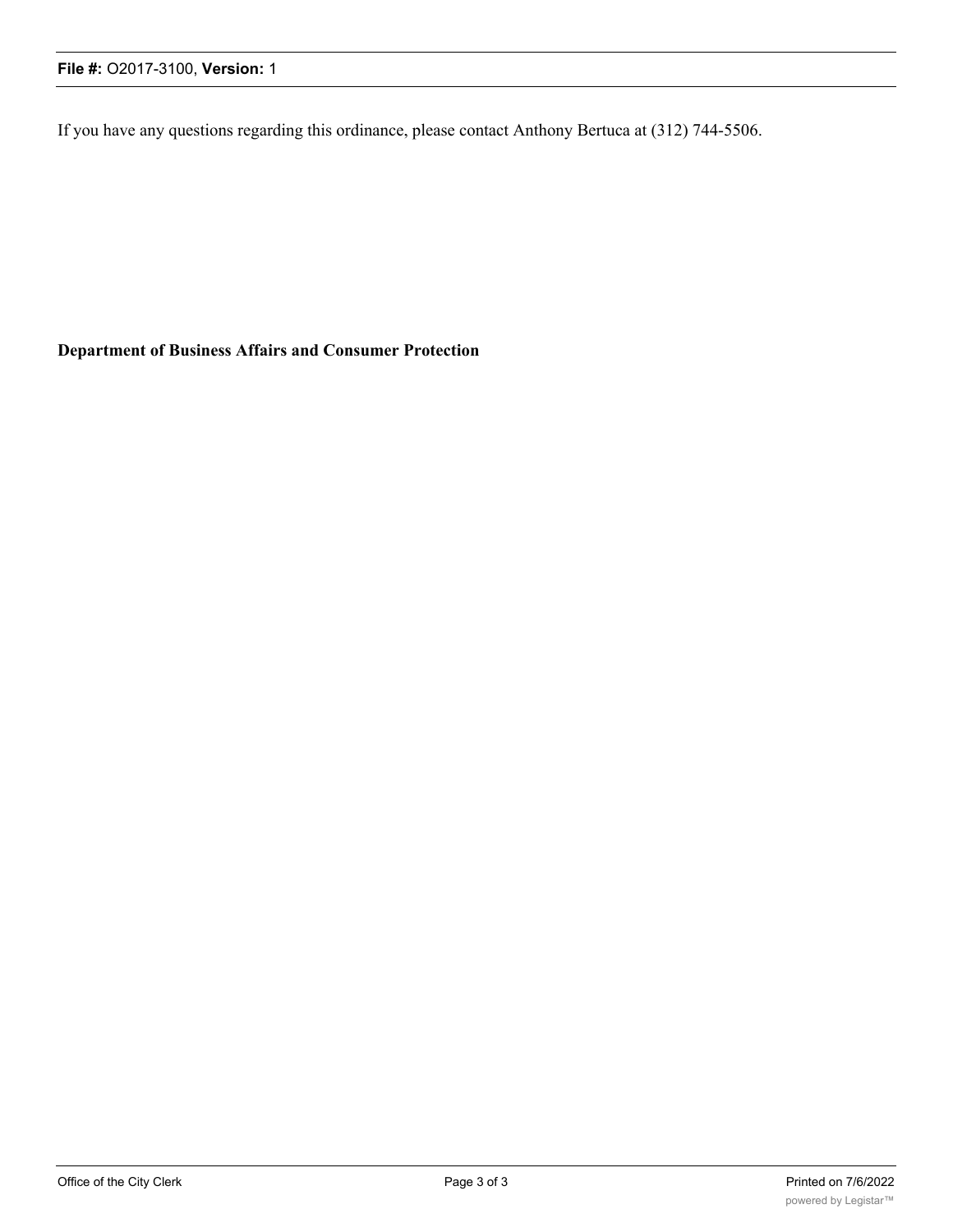If you have any questions regarding this ordinance, please contact Anthony Bertuca at (312) 744-5506.

**Department of Business Affairs and Consumer Protection**